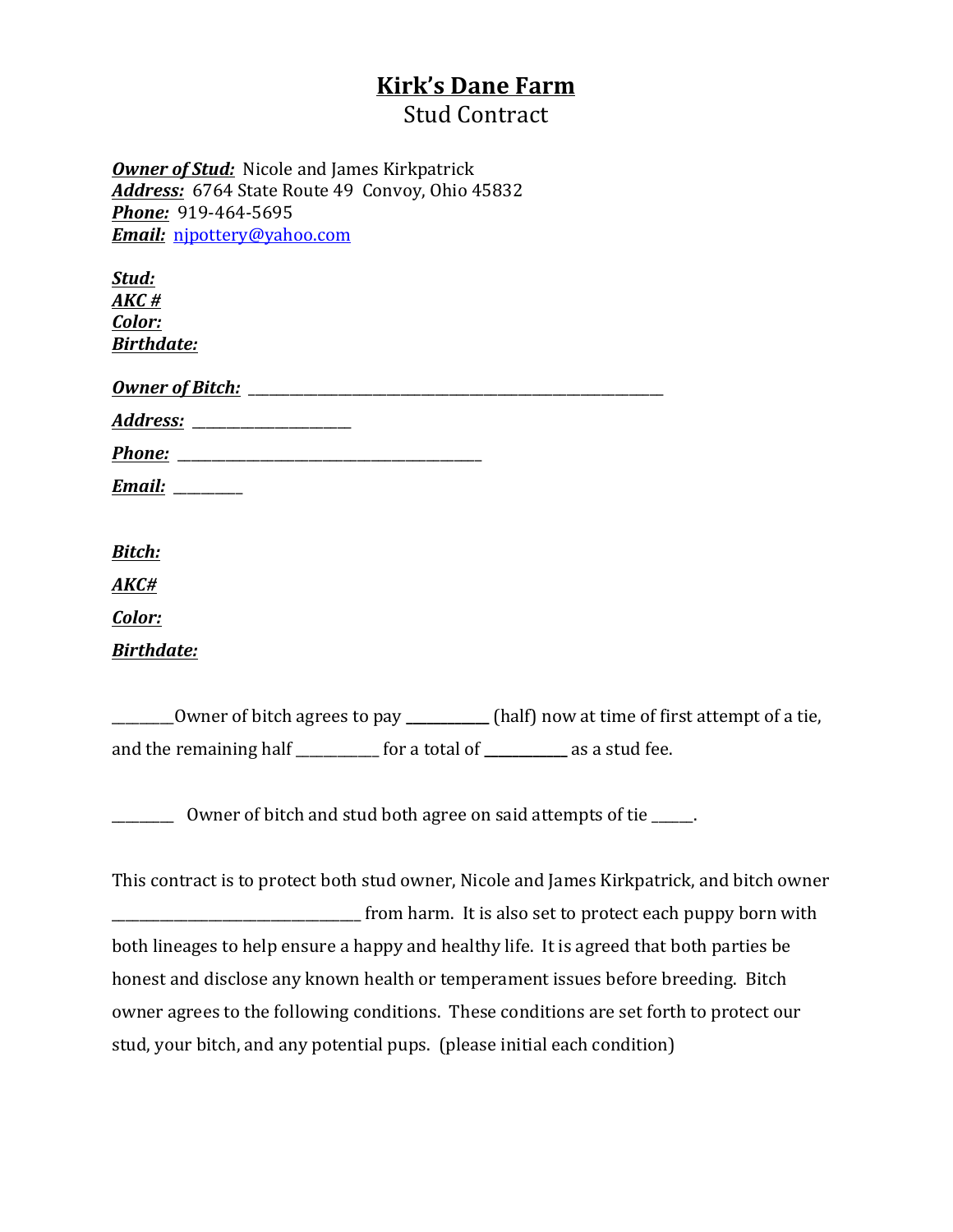# Kirk's Dane Farm

## Stud Contract

***Owner of Stud:*** Nicole and James Kirkpatrick
***Address:*** 6764 State Route 49 Convoy, Ohio 45832
***Phone:*** 919-464-5695
***Email:*** njpottery@yahoo.com

***Stud:***
***AKC #***
***Color:***
***Birthdate:***

***Owner of Bitch:*** ___________________________________________________________

***Address:*** ______________________

***Phone:*** ____________________________________________

***Email:*** _________

***Bitch:***

***AKC#***

***Color:***

***Birthdate:***

________Owner of bitch agrees to pay **___________** (half) now at time of first attempt of a tie, and the remaining half ___________ for a total of **___________** as a stud fee.

________ Owner of bitch and stud both agree on said attempts of tie _____.

This contract is to protect both stud owner, Nicole and James Kirkpatrick, and bitch owner ___________________________________ from harm. It is also set to protect each puppy born with both lineages to help ensure a happy and healthy life. It is agreed that both parties be honest and disclose any known health or temperament issues before breeding. Bitch owner agrees to the following conditions. These conditions are set forth to protect our stud, your bitch, and any potential pups. (please initial each condition)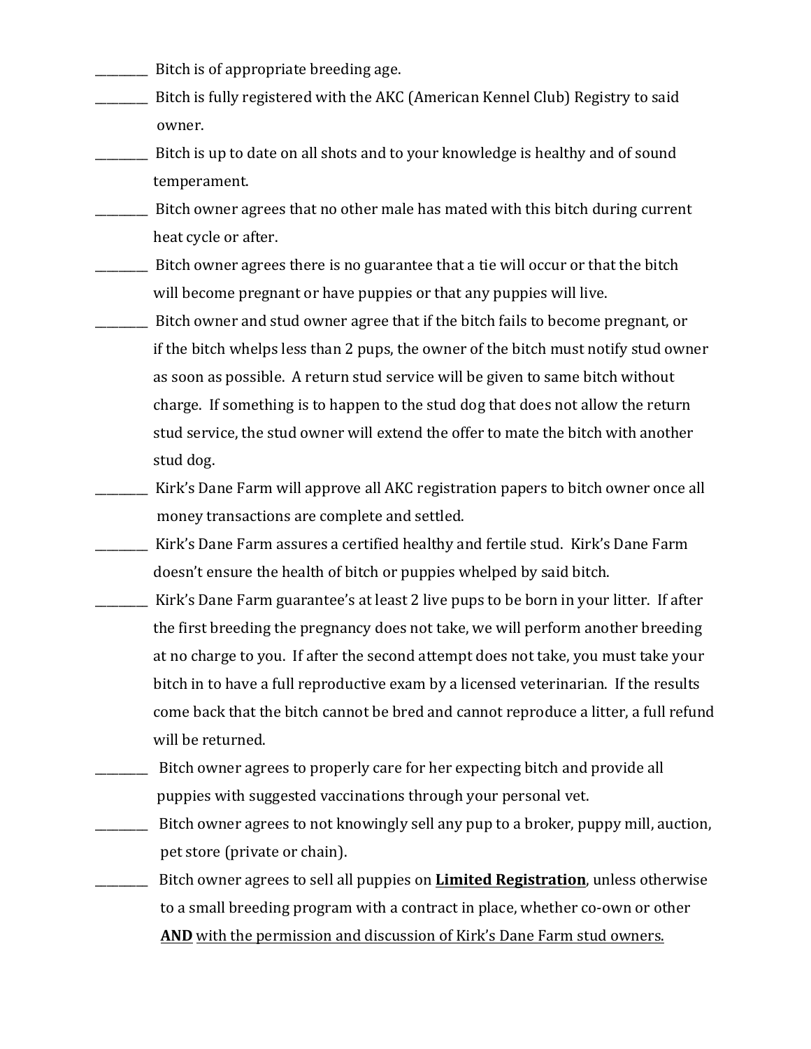________ Bitch is of appropriate breeding age.

________ Bitch is fully registered with the AKC (American Kennel Club) Registry to said owner.

________ Bitch is up to date on all shots and to your knowledge is healthy and of sound temperament.

________ Bitch owner agrees that no other male has mated with this bitch during current heat cycle or after.

________ Bitch owner agrees there is no guarantee that a tie will occur or that the bitch will become pregnant or have puppies or that any puppies will live.

________ Bitch owner and stud owner agree that if the bitch fails to become pregnant, or if the bitch whelps less than 2 pups, the owner of the bitch must notify stud owner as soon as possible. A return stud service will be given to same bitch without charge. If something is to happen to the stud dog that does not allow the return stud service, the stud owner will extend the offer to mate the bitch with another stud dog.

________ Kirk's Dane Farm will approve all AKC registration papers to bitch owner once all money transactions are complete and settled.

________ Kirk's Dane Farm assures a certified healthy and fertile stud. Kirk's Dane Farm doesn't ensure the health of bitch or puppies whelped by said bitch.

________ Kirk's Dane Farm guarantee's at least 2 live pups to be born in your litter. If after the first breeding the pregnancy does not take, we will perform another breeding at no charge to you. If after the second attempt does not take, you must take your bitch in to have a full reproductive exam by a licensed veterinarian. If the results come back that the bitch cannot be bred and cannot reproduce a litter, a full refund will be returned.

________ Bitch owner agrees to properly care for her expecting bitch and provide all puppies with suggested vaccinations through your personal vet.

________ Bitch owner agrees to not knowingly sell any pup to a broker, puppy mill, auction, pet store (private or chain).

________ Bitch owner agrees to sell all puppies on <u>**Limited Registration**</u>, unless otherwise to a small breeding program with a contract in place, whether co-own or other <u>**AND**</u> <u>with the permission and discussion of Kirk's Dane Farm stud owners.</u>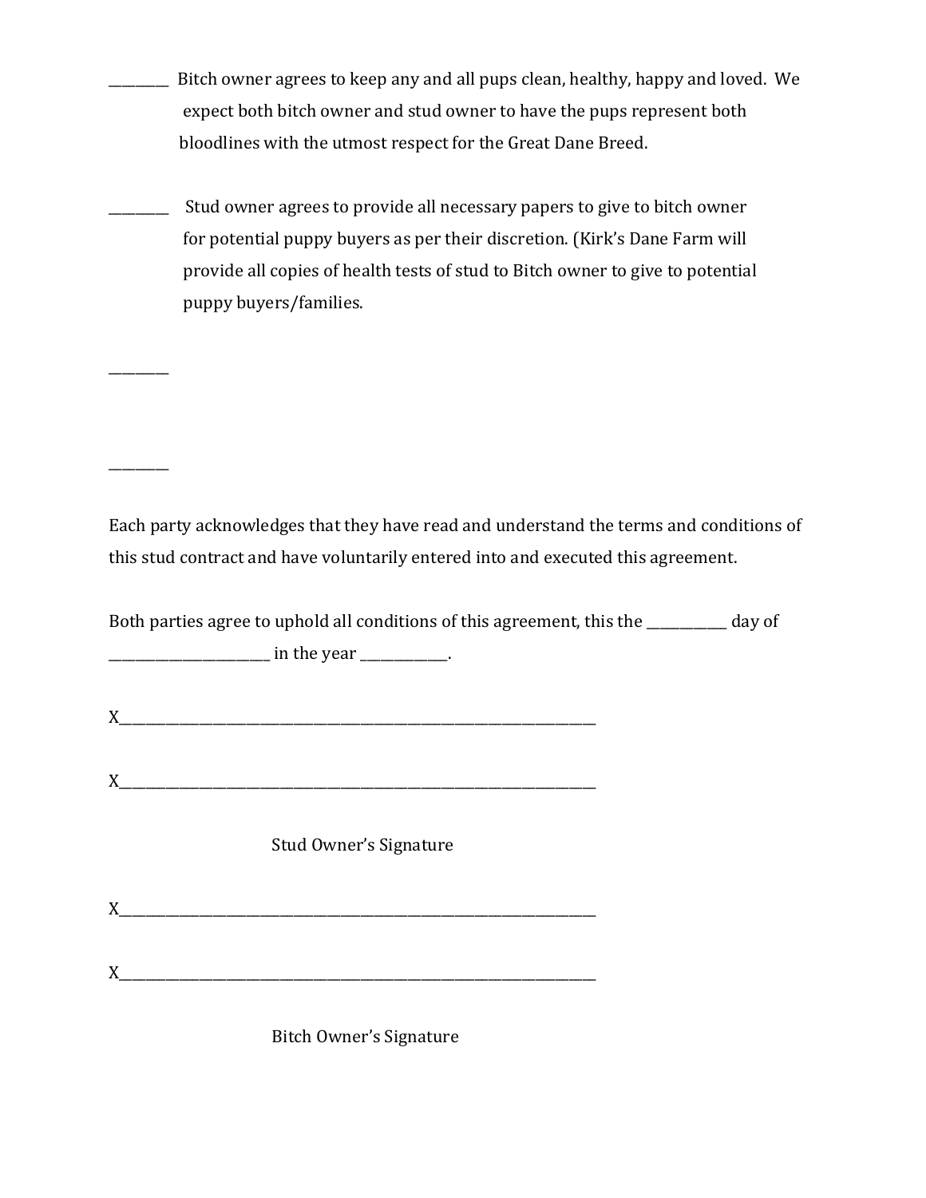_________ Bitch owner agrees to keep any and all pups clean, healthy, happy and loved. We expect both bitch owner and stud owner to have the pups represent both bloodlines with the utmost respect for the Great Dane Breed.

_________ Stud owner agrees to provide all necessary papers to give to bitch owner for potential puppy buyers as per their discretion. (Kirk's Dane Farm will provide all copies of health tests of stud to Bitch owner to give to potential puppy buyers/families.

_________

_________

Each party acknowledges that they have read and understand the terms and conditions of this stud contract and have voluntarily entered into and executed this agreement.

Both parties agree to uphold all conditions of this agreement, this the ___________ day of _______________________ in the year ____________.

X_______________________________________________________________________

X_______________________________________________________________________

Stud Owner's Signature

X_______________________________________________________________________

X_______________________________________________________________________

Bitch Owner's Signature